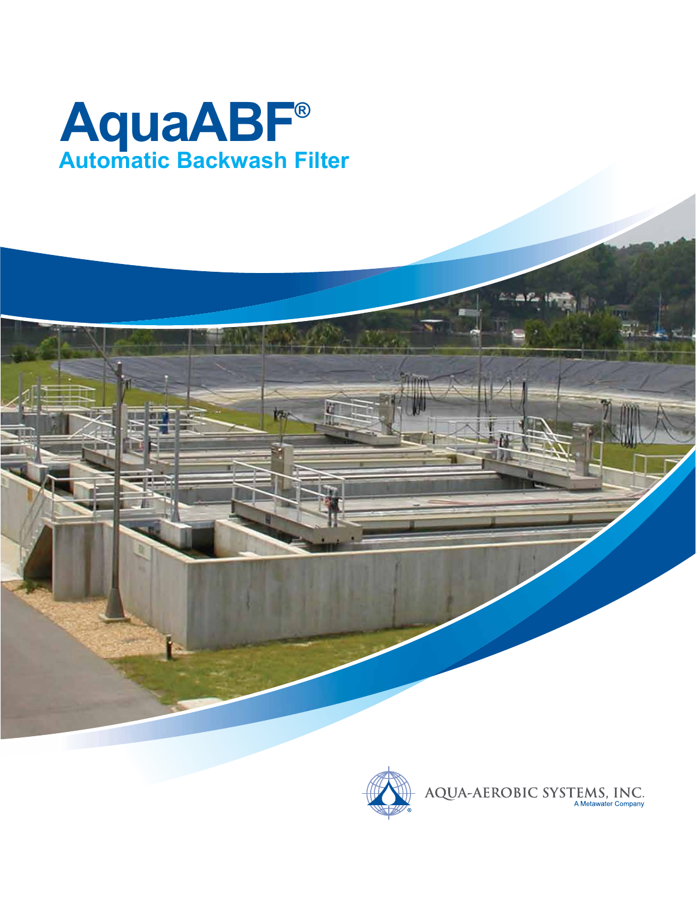# AquaABF®

## Automatic Backwash Filter

AQUA-AEROBIC SYSTEMS, INC.
A Metawater Company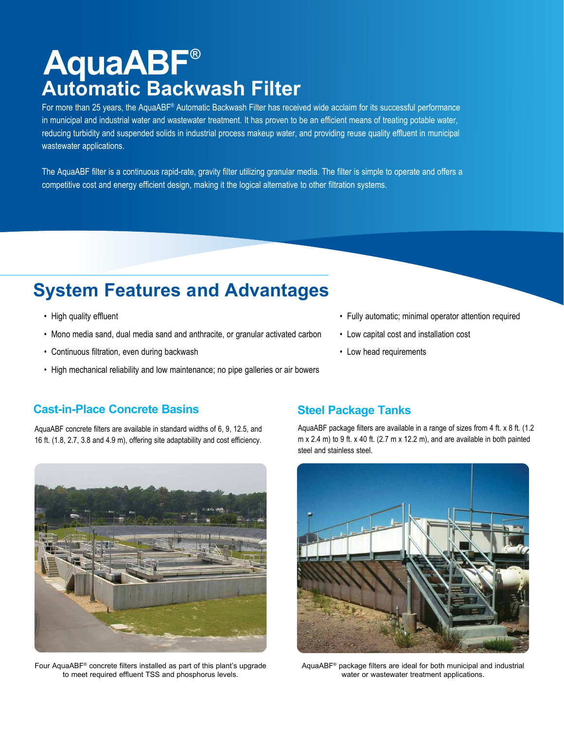# AquaABF®

## Automatic Backwash Filter

For more than 25 years, the AquaABF® Automatic Backwash Filter has received wide acclaim for its successful performance in municipal and industrial water and wastewater treatment. It has proven to be an efficient means of treating potable water, reducing turbidity and suspended solids in industrial process makeup water, and providing reuse quality effluent in municipal wastewater applications.

The AquaABF filter is a continuous rapid-rate, gravity filter utilizing granular media. The filter is simple to operate and offers a competitive cost and energy efficient design, making it the logical alternative to other filtration systems.

## System Features and Advantages

- High quality effluent
- Mono media sand, dual media sand and anthracite, or granular activated carbon
- Continuous filtration, even during backwash
- High mechanical reliability and low maintenance; no pipe galleries or air bowers
- Fully automatic; minimal operator attention required
- Low capital cost and installation cost
- Low head requirements

### Cast-in-Place Concrete Basins

AquaABF concrete filters are available in standard widths of 6, 9, 12.5, and 16 ft. (1.8, 2.7, 3.8 and 4.9 m), offering site adaptability and cost efficiency.

Four AquaABF® concrete filters installed as part of this plant's upgrade to meet required effluent TSS and phosphorus levels.

### Steel Package Tanks

AquaABF package filters are available in a range of sizes from 4 ft. x 8 ft. (1.2 m x 2.4 m) to 9 ft. x 40 ft. (2.7 m x 12.2 m), and are available in both painted steel and stainless steel.

AquaABF® package filters are ideal for both municipal and industrial water or wastewater treatment applications.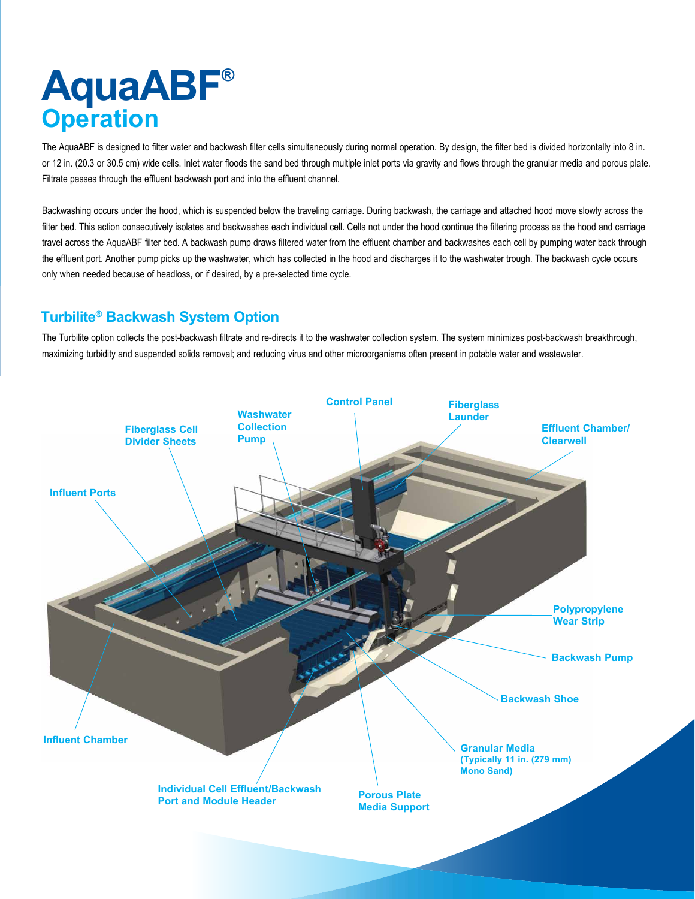# AquaABF®
## Operation

The AquaABF is designed to filter water and backwash filter cells simultaneously during normal operation. By design, the filter bed is divided horizontally into 8 in. or 12 in. (20.3 or 30.5 cm) wide cells. Inlet water floods the sand bed through multiple inlet ports via gravity and flows through the granular media and porous plate. Filtrate passes through the effluent backwash port and into the effluent channel.

Backwashing occurs under the hood, which is suspended below the traveling carriage. During backwash, the carriage and attached hood move slowly across the filter bed. This action consecutively isolates and backwashes each individual cell. Cells not under the hood continue the filtering process as the hood and carriage travel across the AquaABF filter bed. A backwash pump draws filtered water from the effluent chamber and backwashes each cell by pumping water back through the effluent port. Another pump picks up the washwater, which has collected in the hood and discharges it to the washwater trough. The backwash cycle occurs only when needed because of headloss, or if desired, by a pre-selected time cycle.

### Turbilite® Backwash System Option

The Turbilite option collects the post-backwash filtrate and re-directs it to the washwater collection system. The system minimizes post-backwash breakthrough, maximizing turbidity and suspended solids removal; and reducing virus and other microorganisms often present in potable water and wastewater.

Control Panel

Washwater Collection Pump

Fiberglass Launder

Fiberglass Cell Divider Sheets

Effluent Chamber/ Clearwell

Influent Ports

Polypropylene Wear Strip

Backwash Pump

Backwash Shoe

Influent Chamber

Granular Media (Typically 11 in. (279 mm) Mono Sand)

Individual Cell Effluent/Backwash Port and Module Header

Porous Plate Media Support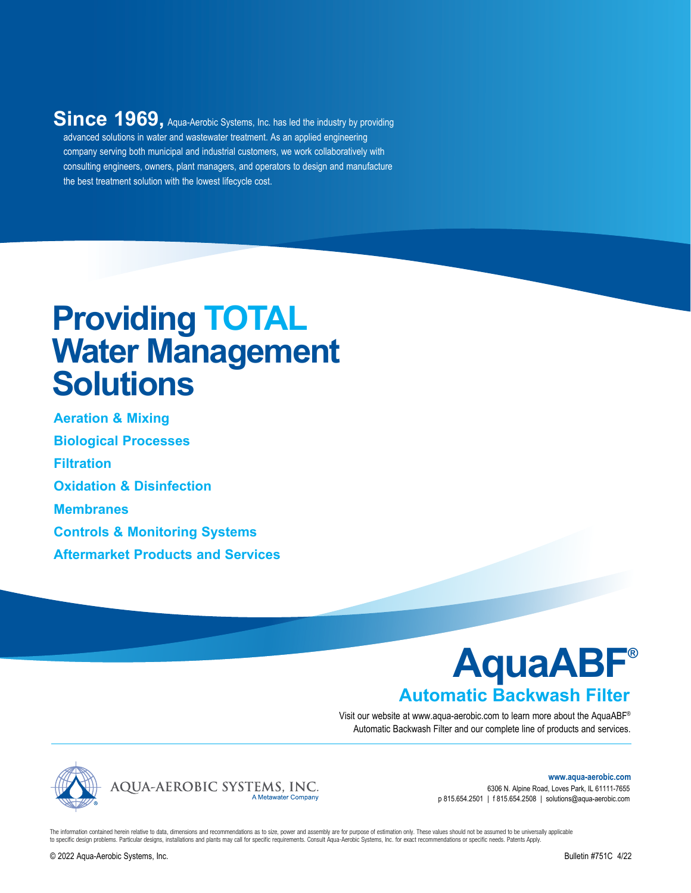**Since 1969,** Aqua-Aerobic Systems, Inc. has led the industry by providing advanced solutions in water and wastewater treatment. As an applied engineering company serving both municipal and industrial customers, we work collaboratively with consulting engineers, owners, plant managers, and operators to design and manufacture the best treatment solution with the lowest lifecycle cost.

# Providing TOTAL Water Management Solutions

**Aeration & Mixing**

**Biological Processes**

**Filtration**

**Oxidation & Disinfection**

**Membranes**

**Controls & Monitoring Systems**

**Aftermarket Products and Services**

## AquaABF®

### Automatic Backwash Filter

Visit our website at www.aqua-aerobic.com to learn more about the AquaABF® Automatic Backwash Filter and our complete line of products and services.

AQUA-AEROBIC SYSTEMS, INC.
A Metawater Company

**www.aqua-aerobic.com**
6306 N. Alpine Road, Loves Park, IL 61111-7655
p 815.654.2501 | f 815.654.2508 | solutions@aqua-aerobic.com

The information contained herein relative to data, dimensions and recommendations as to size, power and assembly are for purpose of estimation only. These values should not be assumed to be universally applicable to specific design problems. Particular designs, installations and plants may call for specific requirements. Consult Aqua-Aerobic Systems, Inc. for exact recommendations or specific needs. Patents Apply.

© 2022 Aqua-Aerobic Systems, Inc.

Bulletin #751C 4/22